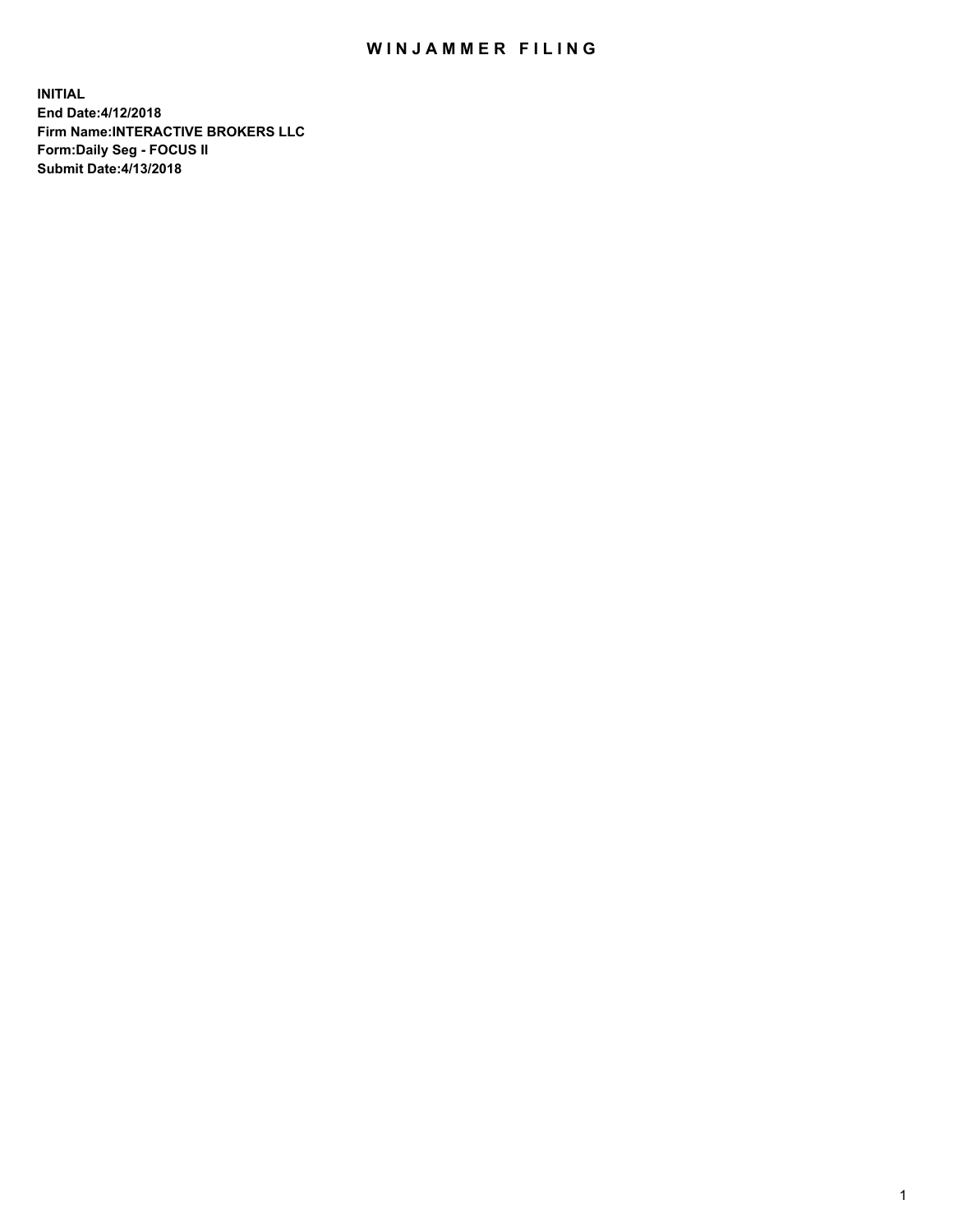# WINJAMMER FILING

**INITIAL**
**End Date:4/12/2018**
**Firm Name:INTERACTIVE BROKERS LLC**
**Form:Daily Seg - FOCUS II**
**Submit Date:4/13/2018**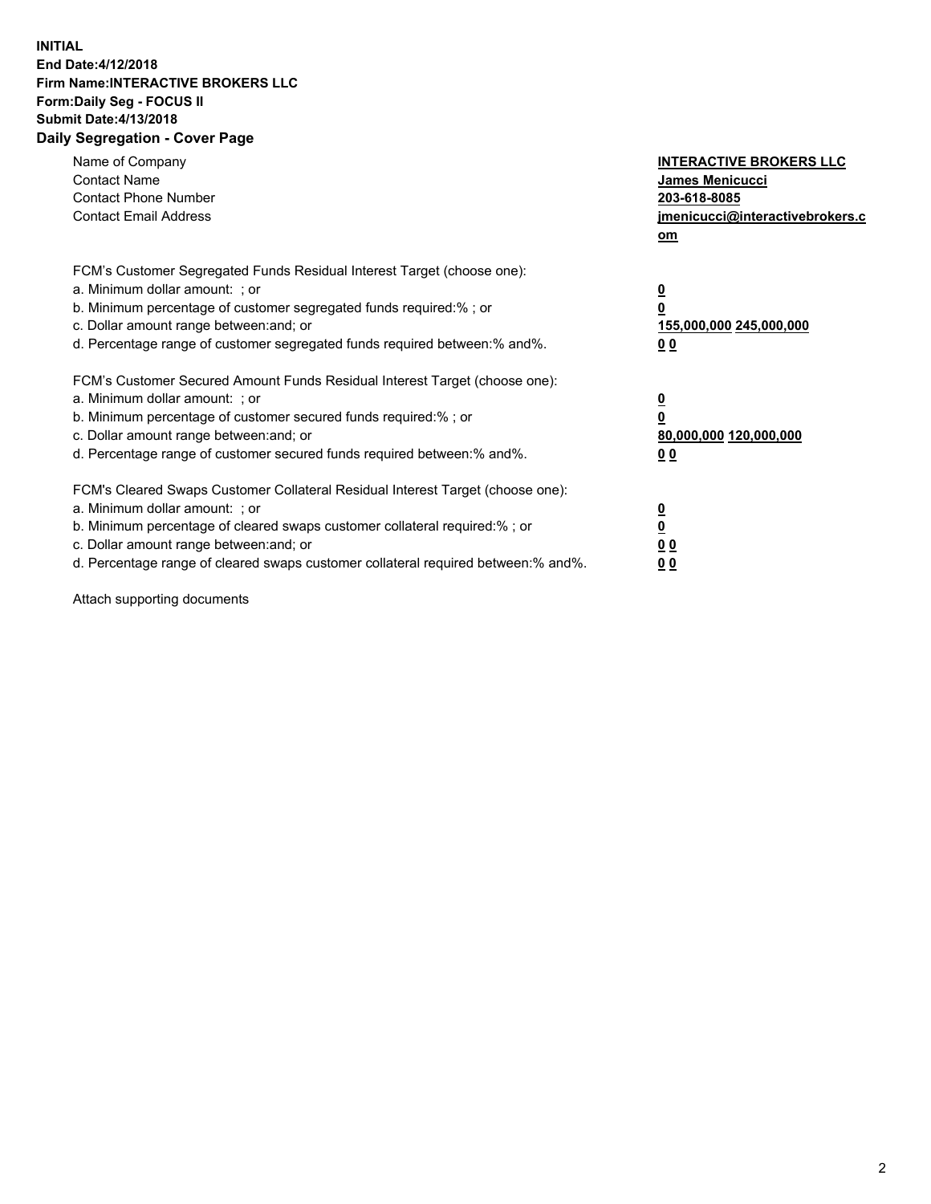**INITIAL**
**End Date:4/12/2018**
**Firm Name:INTERACTIVE BROKERS LLC**
**Form:Daily Seg - FOCUS II**
**Submit Date:4/13/2018**
**Daily Segregation - Cover Page**

| | |
|---|---|
| Name of Company | **INTERACTIVE BROKERS LLC** |
| Contact Name | **James Menicucci** |
| Contact Phone Number | **203-618-8085** |
| Contact Email Address | **jmenicucci@interactivebrokers.com** |

FCM's Customer Segregated Funds Residual Interest Target (choose one):

| | |
|---|---|
| a. Minimum dollar amount: ; or | **0** |
| b. Minimum percentage of customer segregated funds required:% ; or | **0** |
| c. Dollar amount range between:and; or | **155,000,000** **245,000,000** |
| d. Percentage range of customer segregated funds required between:% and%. | **0** **0** |

FCM's Customer Secured Amount Funds Residual Interest Target (choose one):

| | |
|---|---|
| a. Minimum dollar amount: ; or | **0** |
| b. Minimum percentage of customer secured funds required:% ; or | **0** |
| c. Dollar amount range between:and; or | **80,000,000** **120,000,000** |
| d. Percentage range of customer secured funds required between:% and%. | **0** **0** |

FCM's Cleared Swaps Customer Collateral Residual Interest Target (choose one):

| | |
|---|---|
| a. Minimum dollar amount: ; or | **0** |
| b. Minimum percentage of cleared swaps customer collateral required:% ; or | **0** |
| c. Dollar amount range between:and; or | **0** **0** |
| d. Percentage range of cleared swaps customer collateral required between:% and%. | **0** **0** |

Attach supporting documents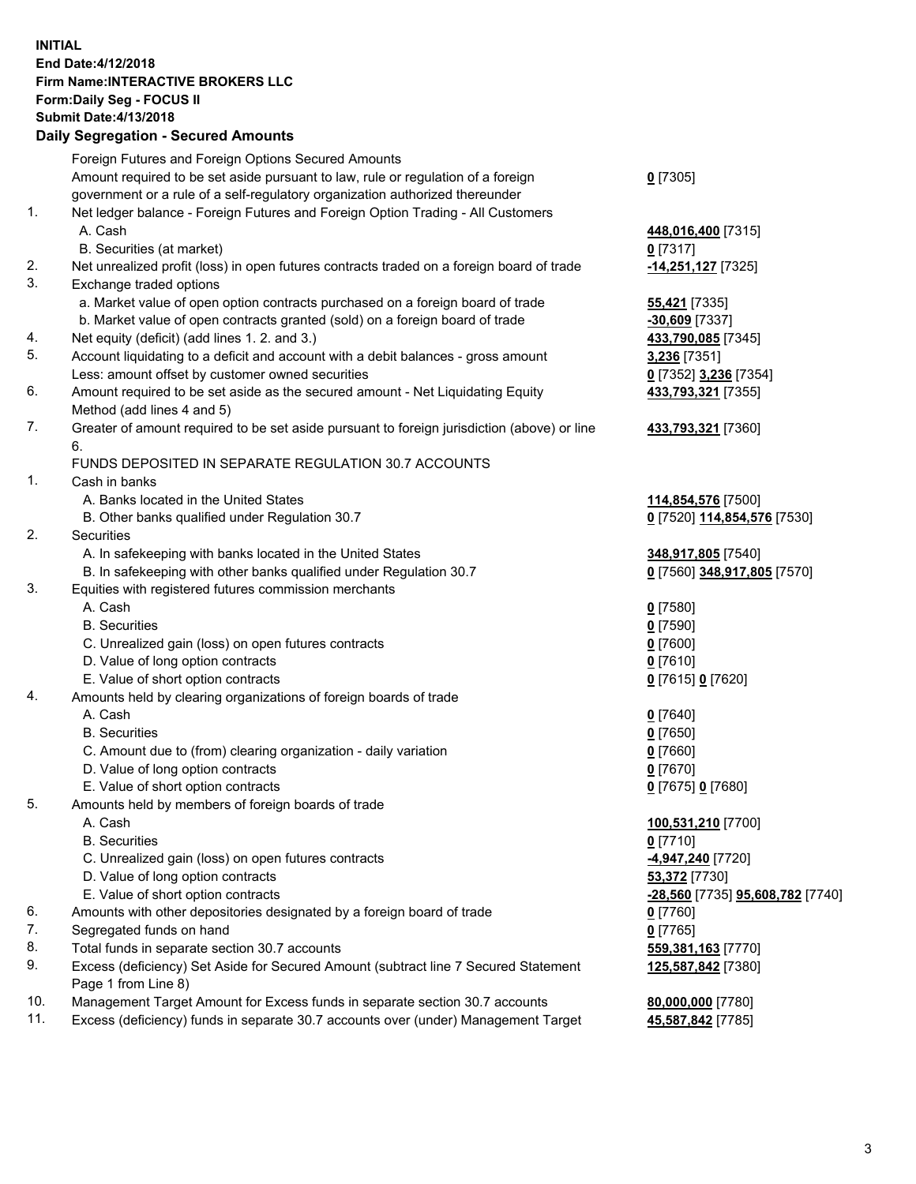**INITIAL**
**End Date:4/12/2018**
**Firm Name:INTERACTIVE BROKERS LLC**
**Form:Daily Seg - FOCUS II**
**Submit Date:4/13/2018**

**Daily Segregation - Secured Amounts**

| | | |
|---|---|---|
| | Foreign Futures and Foreign Options Secured Amounts | |
| | Amount required to be set aside pursuant to law, rule or regulation of a foreign government or a rule of a self-regulatory organization authorized thereunder | **0** [7305] |
| 1. | Net ledger balance - Foreign Futures and Foreign Option Trading - All Customers | |
| | A. Cash | **448,016,400** [7315] |
| | B. Securities (at market) | **0** [7317] |
| 2. | Net unrealized profit (loss) in open futures contracts traded on a foreign board of trade | **-14,251,127** [7325] |
| 3. | Exchange traded options | |
| | a. Market value of open option contracts purchased on a foreign board of trade | **55,421** [7335] |
| | b. Market value of open contracts granted (sold) on a foreign board of trade | **-30,609** [7337] |
| 4. | Net equity (deficit) (add lines 1. 2. and 3.) | **433,790,085** [7345] |
| 5. | Account liquidating to a deficit and account with a debit balances - gross amount | **3,236** [7351] |
| | Less: amount offset by customer owned securities | **0** [7352] **3,236** [7354] |
| 6. | Amount required to be set aside as the secured amount - Net Liquidating Equity Method (add lines 4 and 5) | **433,793,321** [7355] |
| 7. | Greater of amount required to be set aside pursuant to foreign jurisdiction (above) or line 6. | **433,793,321** [7360] |
| | FUNDS DEPOSITED IN SEPARATE REGULATION 30.7 ACCOUNTS | |
| 1. | Cash in banks | |
| | A. Banks located in the United States | **114,854,576** [7500] |
| | B. Other banks qualified under Regulation 30.7 | **0** [7520] **114,854,576** [7530] |
| 2. | Securities | |
| | A. In safekeeping with banks located in the United States | **348,917,805** [7540] |
| | B. In safekeeping with other banks qualified under Regulation 30.7 | **0** [7560] **348,917,805** [7570] |
| 3. | Equities with registered futures commission merchants | |
| | A. Cash | **0** [7580] |
| | B. Securities | **0** [7590] |
| | C. Unrealized gain (loss) on open futures contracts | **0** [7600] |
| | D. Value of long option contracts | **0** [7610] |
| | E. Value of short option contracts | **0** [7615] **0** [7620] |
| 4. | Amounts held by clearing organizations of foreign boards of trade | |
| | A. Cash | **0** [7640] |
| | B. Securities | **0** [7650] |
| | C. Amount due to (from) clearing organization - daily variation | **0** [7660] |
| | D. Value of long option contracts | **0** [7670] |
| | E. Value of short option contracts | **0** [7675] **0** [7680] |
| 5. | Amounts held by members of foreign boards of trade | |
| | A. Cash | **100,531,210** [7700] |
| | B. Securities | **0** [7710] |
| | C. Unrealized gain (loss) on open futures contracts | **-4,947,240** [7720] |
| | D. Value of long option contracts | **53,372** [7730] |
| | E. Value of short option contracts | **-28,560** [7735] **95,608,782** [7740] |
| 6. | Amounts with other depositories designated by a foreign board of trade | **0** [7760] |
| 7. | Segregated funds on hand | **0** [7765] |
| 8. | Total funds in separate section 30.7 accounts | **559,381,163** [7770] |
| 9. | Excess (deficiency) Set Aside for Secured Amount (subtract line 7 Secured Statement Page 1 from Line 8) | **125,587,842** [7380] |
| 10. | Management Target Amount for Excess funds in separate section 30.7 accounts | **80,000,000** [7780] |
| 11. | Excess (deficiency) funds in separate 30.7 accounts over (under) Management Target | **45,587,842** [7785] |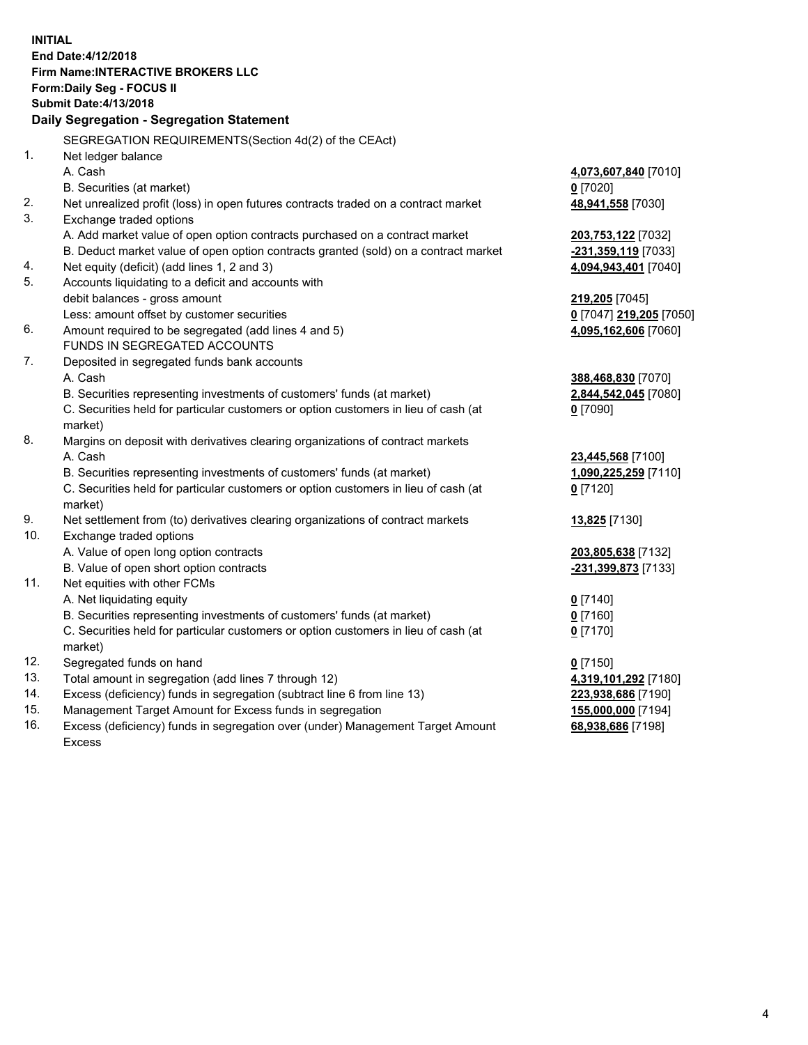**INITIAL**
**End Date:4/12/2018**
**Firm Name:INTERACTIVE BROKERS LLC**
**Form:Daily Seg - FOCUS II**
**Submit Date:4/13/2018**

**Daily Segregation - Segregation Statement**

SEGREGATION REQUIREMENTS(Section 4d(2) of the CEAct)

| | | |
|---|---|---|
| 1. | Net ledger balance | |
| | A. Cash | **4,073,607,840** [7010] |
| | B. Securities (at market) | **0** [7020] |
| 2. | Net unrealized profit (loss) in open futures contracts traded on a contract market | **48,941,558** [7030] |
| 3. | Exchange traded options | |
| | A. Add market value of open option contracts purchased on a contract market | **203,753,122** [7032] |
| | B. Deduct market value of open option contracts granted (sold) on a contract market | **-231,359,119** [7033] |
| 4. | Net equity (deficit) (add lines 1, 2 and 3) | **4,094,943,401** [7040] |
| 5. | Accounts liquidating to a deficit and accounts with debit balances - gross amount | **219,205** [7045] |
| | Less: amount offset by customer securities | **0** [7047] **219,205** [7050] |
| 6. | Amount required to be segregated (add lines 4 and 5) | **4,095,162,606** [7060] |
| | FUNDS IN SEGREGATED ACCOUNTS | |
| 7. | Deposited in segregated funds bank accounts | |
| | A. Cash | **388,468,830** [7070] |
| | B. Securities representing investments of customers' funds (at market) | **2,844,542,045** [7080] |
| | C. Securities held for particular customers or option customers in lieu of cash (at market) | **0** [7090] |
| 8. | Margins on deposit with derivatives clearing organizations of contract markets | |
| | A. Cash | **23,445,568** [7100] |
| | B. Securities representing investments of customers' funds (at market) | **1,090,225,259** [7110] |
| | C. Securities held for particular customers or option customers in lieu of cash (at market) | **0** [7120] |
| 9. | Net settlement from (to) derivatives clearing organizations of contract markets | **13,825** [7130] |
| 10. | Exchange traded options | |
| | A. Value of open long option contracts | **203,805,638** [7132] |
| | B. Value of open short option contracts | **-231,399,873** [7133] |
| 11. | Net equities with other FCMs | |
| | A. Net liquidating equity | **0** [7140] |
| | B. Securities representing investments of customers' funds (at market) | **0** [7160] |
| | C. Securities held for particular customers or option customers in lieu of cash (at market) | **0** [7170] |
| 12. | Segregated funds on hand | **0** [7150] |
| 13. | Total amount in segregation (add lines 7 through 12) | **4,319,101,292** [7180] |
| 14. | Excess (deficiency) funds in segregation (subtract line 6 from line 13) | **223,938,686** [7190] |
| 15. | Management Target Amount for Excess funds in segregation | **155,000,000** [7194] |
| 16. | Excess (deficiency) funds in segregation over (under) Management Target Amount Excess | **68,938,686** [7198] |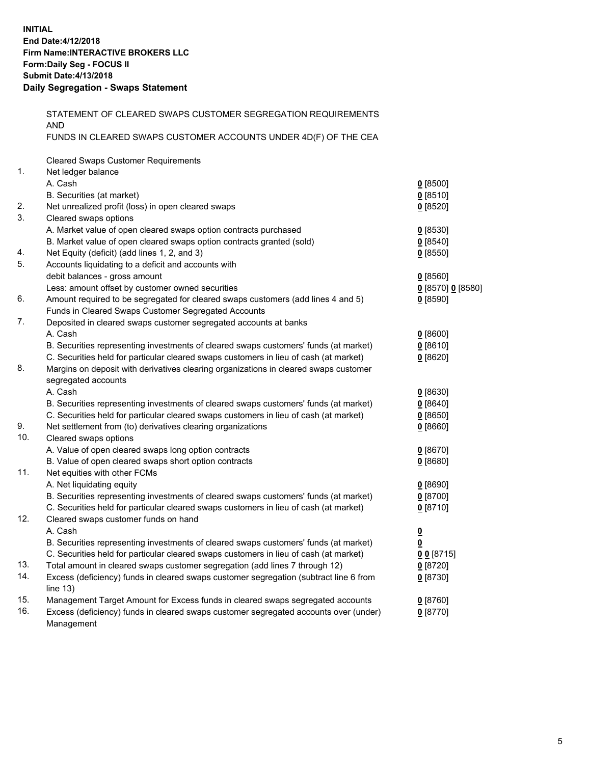**INITIAL**
**End Date:4/12/2018**
**Firm Name:INTERACTIVE BROKERS LLC**
**Form:Daily Seg - FOCUS II**
**Submit Date:4/13/2018**
**Daily Segregation - Swaps Statement**

STATEMENT OF CLEARED SWAPS CUSTOMER SEGREGATION REQUIREMENTS AND
FUNDS IN CLEARED SWAPS CUSTOMER ACCOUNTS UNDER 4D(F) OF THE CEA

| | | |
|---|---|---|
| | Cleared Swaps Customer Requirements | |
| 1. | Net ledger balance | |
| | A. Cash | 0 [8500] |
| | B. Securities (at market) | 0 [8510] |
| 2. | Net unrealized profit (loss) in open cleared swaps | 0 [8520] |
| 3. | Cleared swaps options | |
| | A. Market value of open cleared swaps option contracts purchased | 0 [8530] |
| | B. Market value of open cleared swaps option contracts granted (sold) | 0 [8540] |
| 4. | Net Equity (deficit) (add lines 1, 2, and 3) | 0 [8550] |
| 5. | Accounts liquidating to a deficit and accounts with | |
| | debit balances - gross amount | 0 [8560] |
| | Less: amount offset by customer owned securities | 0 [8570] 0 [8580] |
| 6. | Amount required to be segregated for cleared swaps customers (add lines 4 and 5) | 0 [8590] |
| | Funds in Cleared Swaps Customer Segregated Accounts | |
| 7. | Deposited in cleared swaps customer segregated accounts at banks | |
| | A. Cash | 0 [8600] |
| | B. Securities representing investments of cleared swaps customers' funds (at market) | 0 [8610] |
| | C. Securities held for particular cleared swaps customers in lieu of cash (at market) | 0 [8620] |
| 8. | Margins on deposit with derivatives clearing organizations in cleared swaps customer segregated accounts | |
| | A. Cash | 0 [8630] |
| | B. Securities representing investments of cleared swaps customers' funds (at market) | 0 [8640] |
| | C. Securities held for particular cleared swaps customers in lieu of cash (at market) | 0 [8650] |
| 9. | Net settlement from (to) derivatives clearing organizations | 0 [8660] |
| 10. | Cleared swaps options | |
| | A. Value of open cleared swaps long option contracts | 0 [8670] |
| | B. Value of open cleared swaps short option contracts | 0 [8680] |
| 11. | Net equities with other FCMs | |
| | A. Net liquidating equity | 0 [8690] |
| | B. Securities representing investments of cleared swaps customers' funds (at market) | 0 [8700] |
| | C. Securities held for particular cleared swaps customers in lieu of cash (at market) | 0 [8710] |
| 12. | Cleared swaps customer funds on hand | |
| | A. Cash | 0 |
| | B. Securities representing investments of cleared swaps customers' funds (at market) | 0 |
| | C. Securities held for particular cleared swaps customers in lieu of cash (at market) | 0 0 [8715] |
| 13. | Total amount in cleared swaps customer segregation (add lines 7 through 12) | 0 [8720] |
| 14. | Excess (deficiency) funds in cleared swaps customer segregation (subtract line 6 from line 13) | 0 [8730] |
| 15. | Management Target Amount for Excess funds in cleared swaps segregated accounts | 0 [8760] |
| 16. | Excess (deficiency) funds in cleared swaps customer segregated accounts over (under) Management | 0 [8770] |